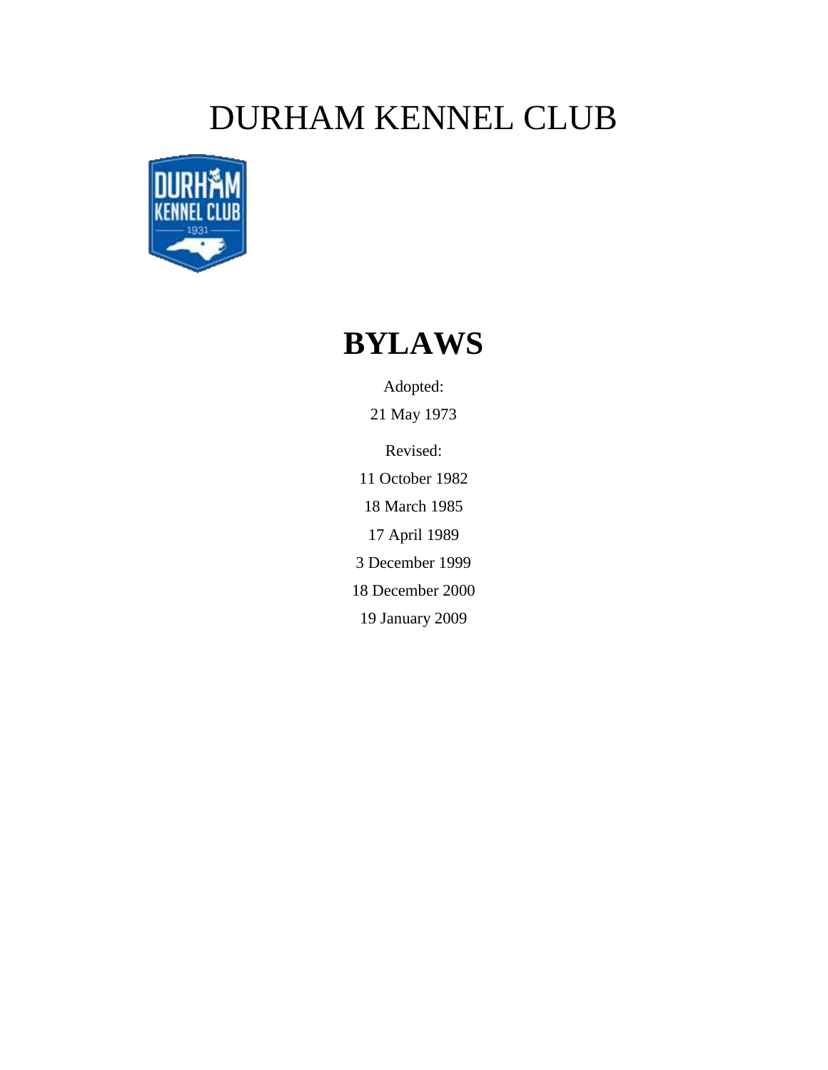# DURHAM KENNEL CLUB

## BYLAWS

Adopted:

21 May 1973

Revised:

11 October 1982

18 March 1985

17 April 1989

3 December 1999

18 December 2000

19 January 2009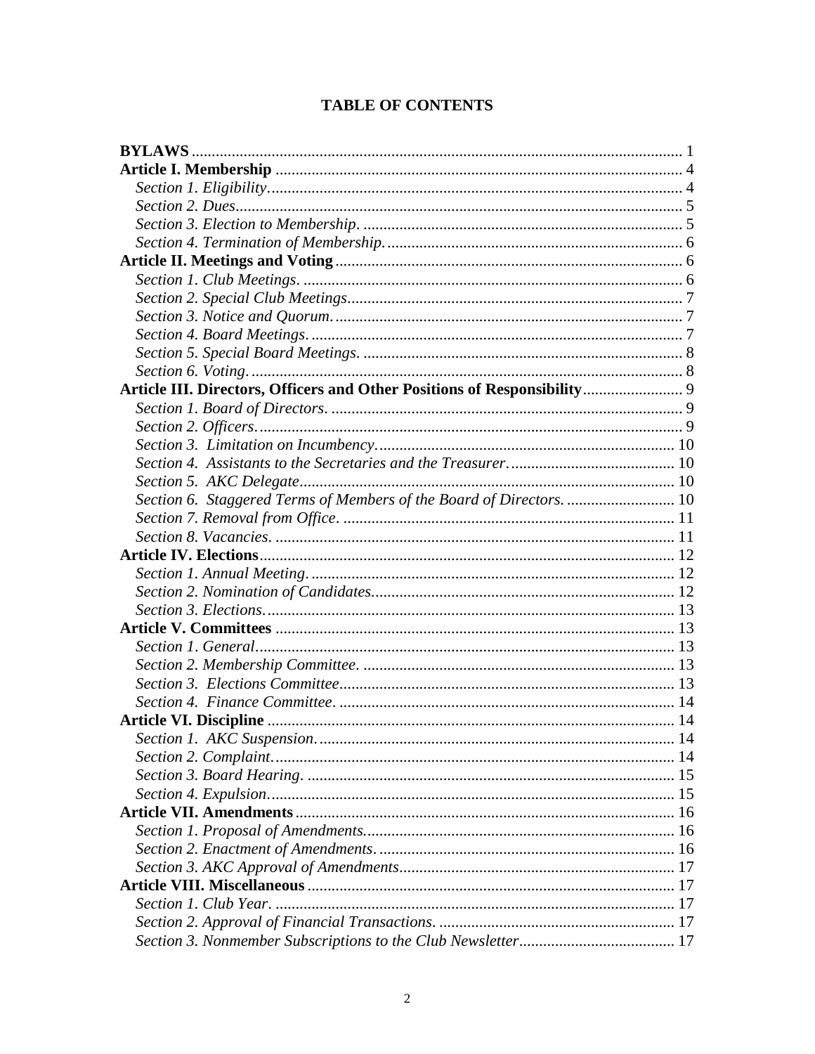# TABLE OF CONTENTS

**BYLAWS** ........ 1

**Article I. Membership** ........ 4

*Section 1. Eligibility.* ........ 4

*Section 2. Dues* ........ 5

*Section 3. Election to Membership.* ........ 5

*Section 4. Termination of Membership.* ........ 6

**Article II. Meetings and Voting** ........ 6

*Section 1. Club Meetings.* ........ 6

*Section 2. Special Club Meetings* ........ 7

*Section 3. Notice and Quorum.* ........ 7

*Section 4. Board Meetings.* ........ 7

*Section 5. Special Board Meetings.* ........ 8

*Section 6. Voting.* ........ 8

**Article III. Directors, Officers and Other Positions of Responsibility** ........ 9

*Section 1. Board of Directors.* ........ 9

*Section 2. Officers.* ........ 9

*Section 3. Limitation on Incumbency.* ........ 10

*Section 4. Assistants to the Secretaries and the Treasurer.* ........ 10

*Section 5. AKC Delegate* ........ 10

*Section 6. Staggered Terms of Members of the Board of Directors.* ........ 10

*Section 7. Removal from Office.* ........ 11

*Section 8. Vacancies.* ........ 11

**Article IV. Elections** ........ 12

*Section 1. Annual Meeting.* ........ 12

*Section 2. Nomination of Candidates.* ........ 12

*Section 3. Elections.* ........ 13

**Article V. Committees** ........ 13

*Section 1. General* ........ 13

*Section 2. Membership Committee.* ........ 13

*Section 3. Elections Committee* ........ 13

*Section 4. Finance Committee.* ........ 14

**Article VI. Discipline** ........ 14

*Section 1. AKC Suspension.* ........ 14

*Section 2. Complaint.* ........ 14

*Section 3. Board Hearing.* ........ 15

*Section 4. Expulsion.* ........ 15

**Article VII. Amendments** ........ 16

*Section 1. Proposal of Amendments.* ........ 16

*Section 2. Enactment of Amendments.* ........ 16

*Section 3. AKC Approval of Amendments* ........ 17

**Article VIII. Miscellaneous** ........ 17

*Section 1. Club Year.* ........ 17

*Section 2. Approval of Financial Transactions.* ........ 17

*Section 3. Nonmember Subscriptions to the Club Newsletter* ........ 17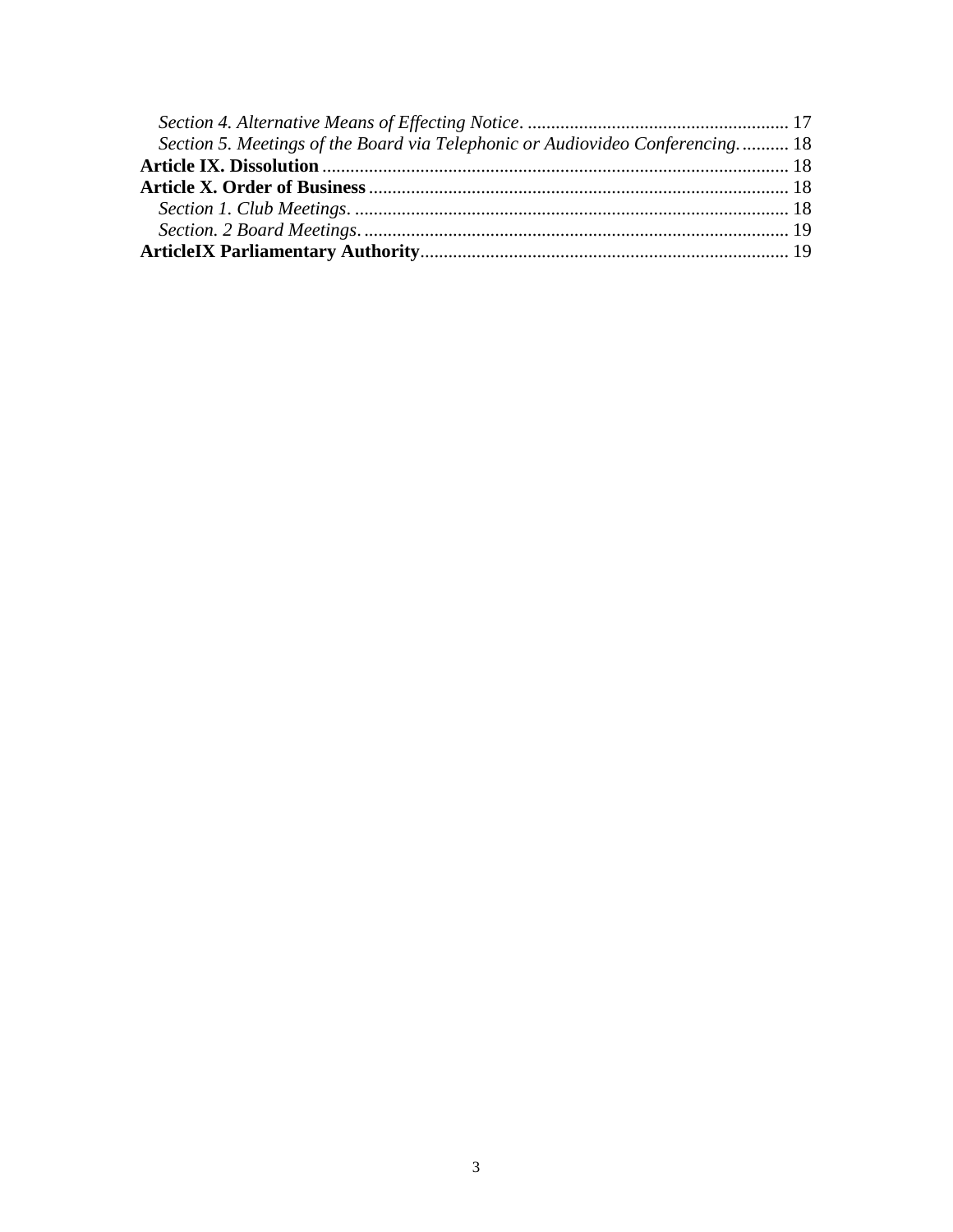*Section 4. Alternative Means of Effecting Notice.* ........................................................ 17
*Section 5. Meetings of the Board via Telephonic or Audiovideo Conferencing.* .......... 18
**Article IX. Dissolution** .................................................................................................. 18
**Article X. Order of Business** ......................................................................................... 18
*Section 1. Club Meetings.* ............................................................................................ 18
*Section. 2 Board Meetings.* .......................................................................................... 19
**ArticleIX Parliamentary Authority** ............................................................................... 19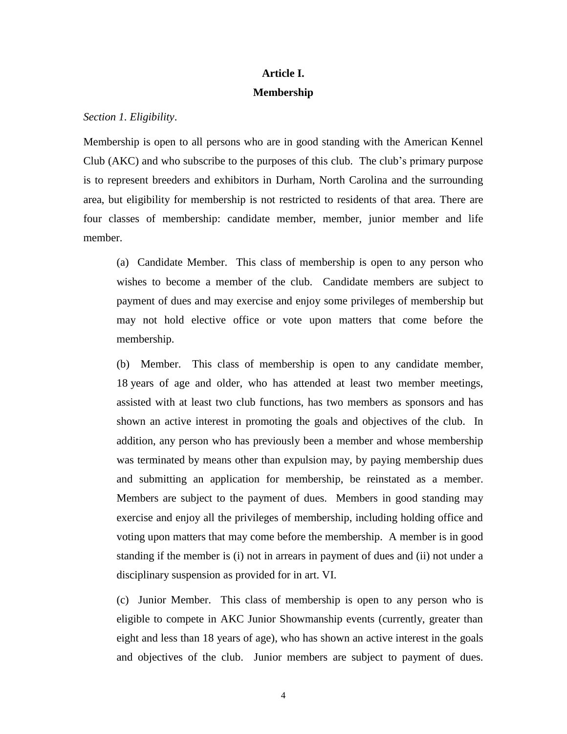# Article I.
## Membership

*Section 1. Eligibility*.

Membership is open to all persons who are in good standing with the American Kennel Club (AKC) and who subscribe to the purposes of this club. The club's primary purpose is to represent breeders and exhibitors in Durham, North Carolina and the surrounding area, but eligibility for membership is not restricted to residents of that area. There are four classes of membership: candidate member, member, junior member and life member.

(a) Candidate Member. This class of membership is open to any person who wishes to become a member of the club. Candidate members are subject to payment of dues and may exercise and enjoy some privileges of membership but may not hold elective office or vote upon matters that come before the membership.

(b) Member. This class of membership is open to any candidate member, 18 years of age and older, who has attended at least two member meetings, assisted with at least two club functions, has two members as sponsors and has shown an active interest in promoting the goals and objectives of the club. In addition, any person who has previously been a member and whose membership was terminated by means other than expulsion may, by paying membership dues and submitting an application for membership, be reinstated as a member. Members are subject to the payment of dues. Members in good standing may exercise and enjoy all the privileges of membership, including holding office and voting upon matters that may come before the membership. A member is in good standing if the member is (i) not in arrears in payment of dues and (ii) not under a disciplinary suspension as provided for in art. VI.

(c) Junior Member. This class of membership is open to any person who is eligible to compete in AKC Junior Showmanship events (currently, greater than eight and less than 18 years of age), who has shown an active interest in the goals and objectives of the club. Junior members are subject to payment of dues.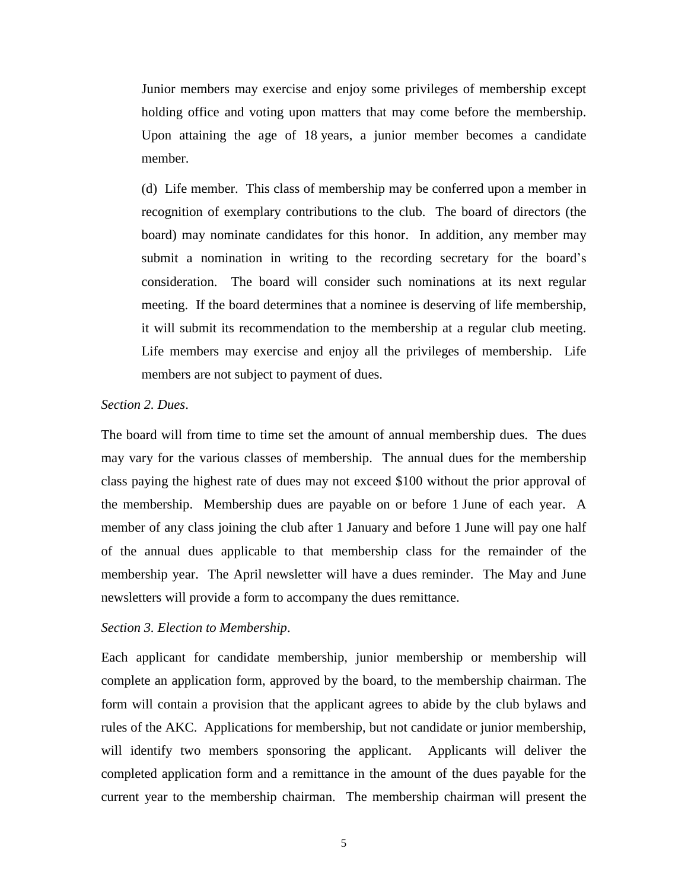Junior members may exercise and enjoy some privileges of membership except holding office and voting upon matters that may come before the membership. Upon attaining the age of 18 years, a junior member becomes a candidate member.

(d) Life member. This class of membership may be conferred upon a member in recognition of exemplary contributions to the club. The board of directors (the board) may nominate candidates for this honor. In addition, any member may submit a nomination in writing to the recording secretary for the board's consideration. The board will consider such nominations at its next regular meeting. If the board determines that a nominee is deserving of life membership, it will submit its recommendation to the membership at a regular club meeting. Life members may exercise and enjoy all the privileges of membership. Life members are not subject to payment of dues.

*Section 2. Dues*.

The board will from time to time set the amount of annual membership dues. The dues may vary for the various classes of membership. The annual dues for the membership class paying the highest rate of dues may not exceed $100 without the prior approval of the membership. Membership dues are payable on or before 1 June of each year. A member of any class joining the club after 1 January and before 1 June will pay one half of the annual dues applicable to that membership class for the remainder of the membership year. The April newsletter will have a dues reminder. The May and June newsletters will provide a form to accompany the dues remittance.

*Section 3. Election to Membership*.

Each applicant for candidate membership, junior membership or membership will complete an application form, approved by the board, to the membership chairman. The form will contain a provision that the applicant agrees to abide by the club bylaws and rules of the AKC. Applications for membership, but not candidate or junior membership, will identify two members sponsoring the applicant. Applicants will deliver the completed application form and a remittance in the amount of the dues payable for the current year to the membership chairman. The membership chairman will present the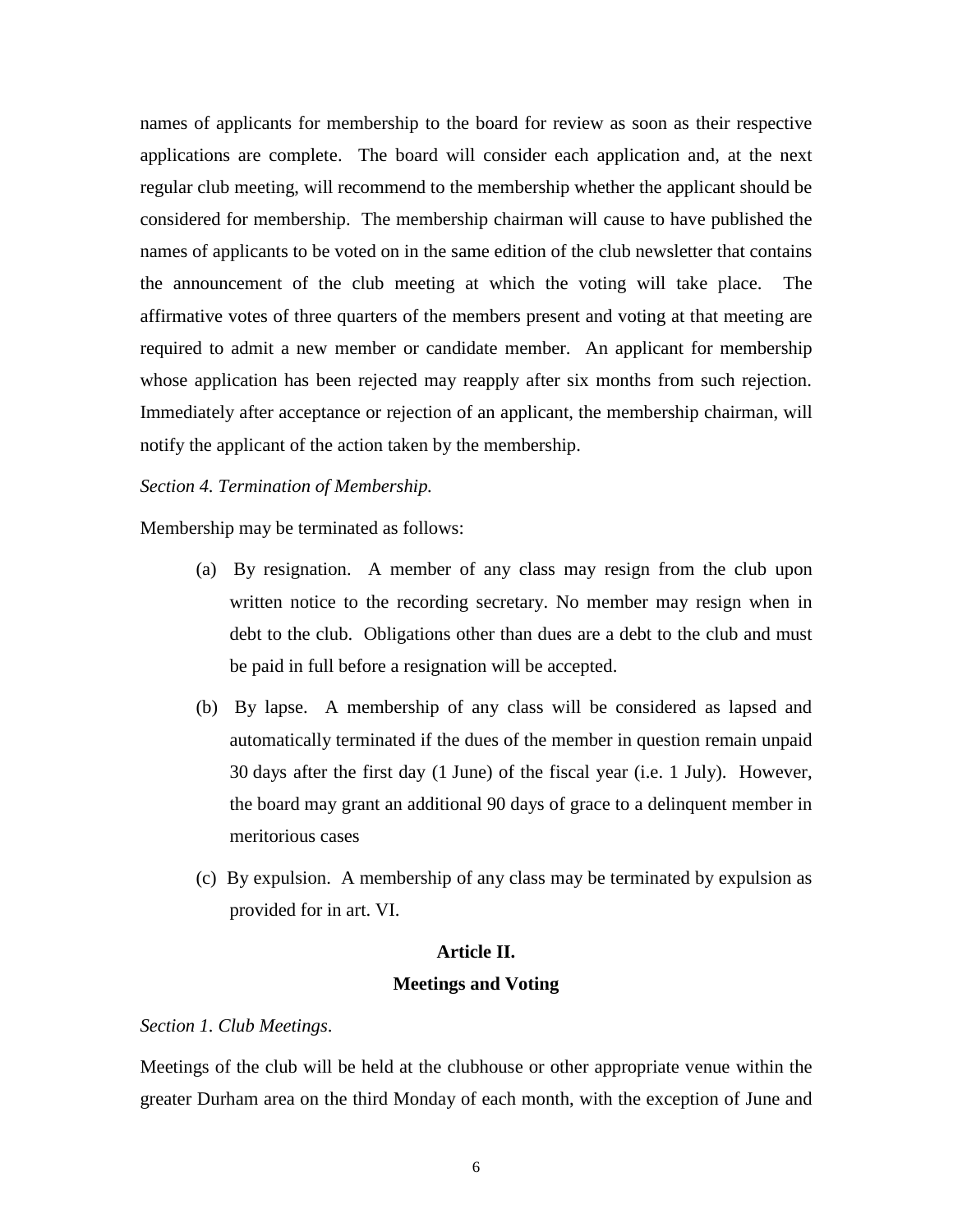names of applicants for membership to the board for review as soon as their respective applications are complete. The board will consider each application and, at the next regular club meeting, will recommend to the membership whether the applicant should be considered for membership. The membership chairman will cause to have published the names of applicants to be voted on in the same edition of the club newsletter that contains the announcement of the club meeting at which the voting will take place. The affirmative votes of three quarters of the members present and voting at that meeting are required to admit a new member or candidate member. An applicant for membership whose application has been rejected may reapply after six months from such rejection. Immediately after acceptance or rejection of an applicant, the membership chairman, will notify the applicant of the action taken by the membership.

*Section 4. Termination of Membership.*

Membership may be terminated as follows:

(a) By resignation. A member of any class may resign from the club upon written notice to the recording secretary. No member may resign when in debt to the club. Obligations other than dues are a debt to the club and must be paid in full before a resignation will be accepted.

(b) By lapse. A membership of any class will be considered as lapsed and automatically terminated if the dues of the member in question remain unpaid 30 days after the first day (1 June) of the fiscal year (i.e. 1 July). However, the board may grant an additional 90 days of grace to a delinquent member in meritorious cases

(c) By expulsion. A membership of any class may be terminated by expulsion as provided for in art. VI.

## Article II.
## Meetings and Voting

*Section 1. Club Meetings.*

Meetings of the club will be held at the clubhouse or other appropriate venue within the greater Durham area on the third Monday of each month, with the exception of June and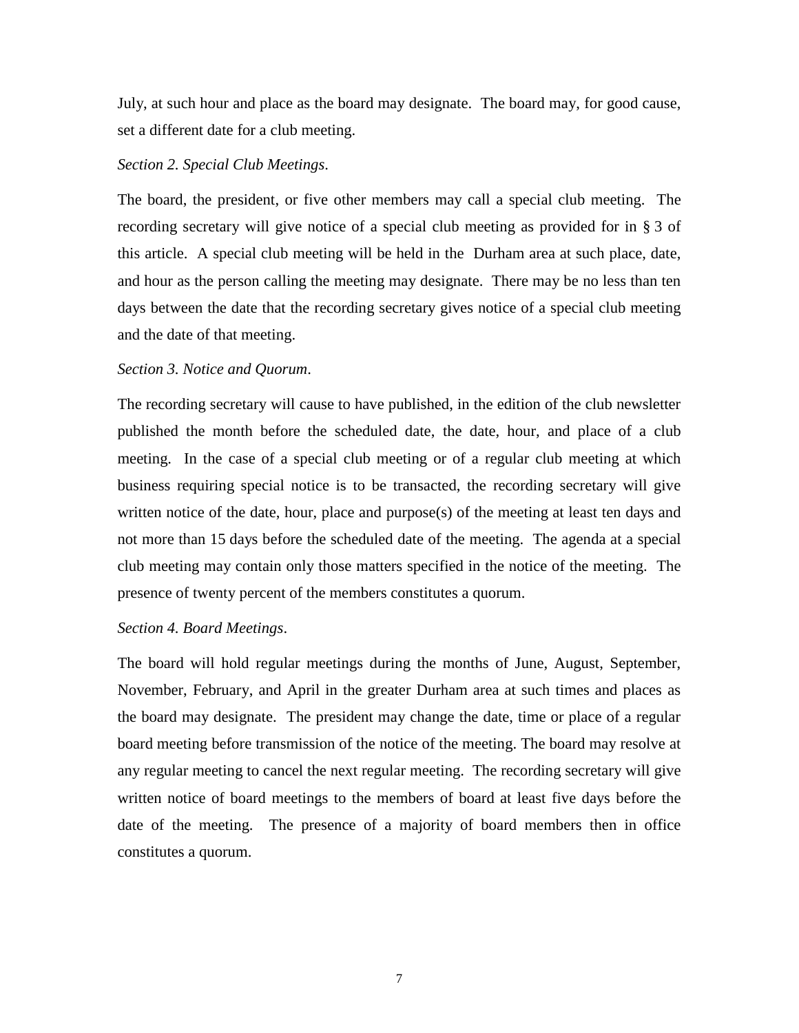July, at such hour and place as the board may designate. The board may, for good cause, set a different date for a club meeting.

*Section 2. Special Club Meetings.*

The board, the president, or five other members may call a special club meeting. The recording secretary will give notice of a special club meeting as provided for in § 3 of this article. A special club meeting will be held in the Durham area at such place, date, and hour as the person calling the meeting may designate. There may be no less than ten days between the date that the recording secretary gives notice of a special club meeting and the date of that meeting.

*Section 3. Notice and Quorum.*

The recording secretary will cause to have published, in the edition of the club newsletter published the month before the scheduled date, the date, hour, and place of a club meeting. In the case of a special club meeting or of a regular club meeting at which business requiring special notice is to be transacted, the recording secretary will give written notice of the date, hour, place and purpose(s) of the meeting at least ten days and not more than 15 days before the scheduled date of the meeting. The agenda at a special club meeting may contain only those matters specified in the notice of the meeting. The presence of twenty percent of the members constitutes a quorum.

*Section 4. Board Meetings.*

The board will hold regular meetings during the months of June, August, September, November, February, and April in the greater Durham area at such times and places as the board may designate. The president may change the date, time or place of a regular board meeting before transmission of the notice of the meeting. The board may resolve at any regular meeting to cancel the next regular meeting. The recording secretary will give written notice of board meetings to the members of board at least five days before the date of the meeting. The presence of a majority of board members then in office constitutes a quorum.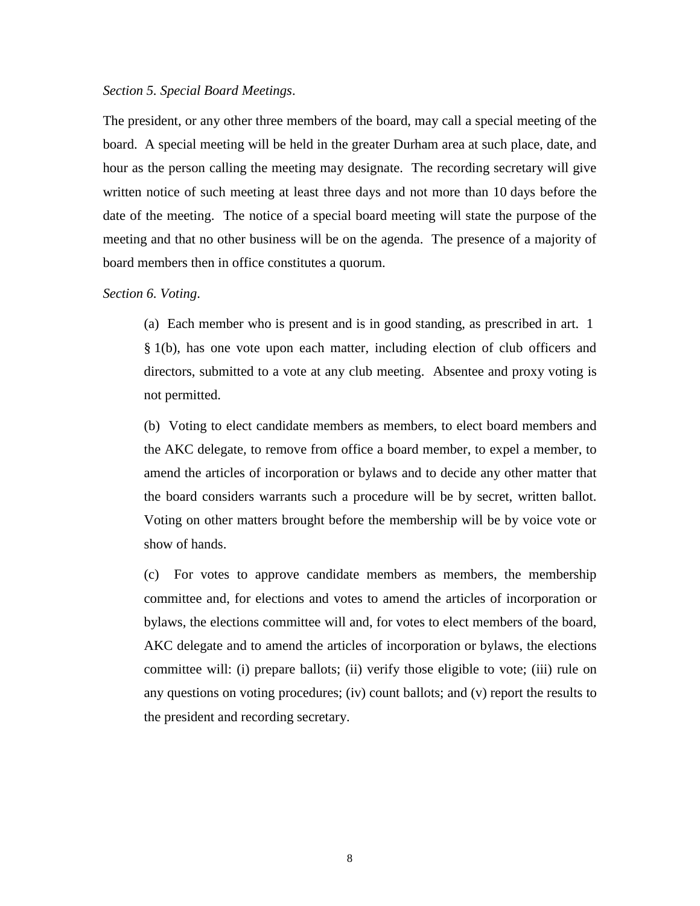*Section 5. Special Board Meetings*.

The president, or any other three members of the board, may call a special meeting of the board. A special meeting will be held in the greater Durham area at such place, date, and hour as the person calling the meeting may designate. The recording secretary will give written notice of such meeting at least three days and not more than 10 days before the date of the meeting. The notice of a special board meeting will state the purpose of the meeting and that no other business will be on the agenda. The presence of a majority of board members then in office constitutes a quorum.

*Section 6. Voting*.

> (a) Each member who is present and is in good standing, as prescribed in art. 1 § 1(b), has one vote upon each matter, including election of club officers and directors, submitted to a vote at any club meeting. Absentee and proxy voting is not permitted.
>
> (b) Voting to elect candidate members as members, to elect board members and the AKC delegate, to remove from office a board member, to expel a member, to amend the articles of incorporation or bylaws and to decide any other matter that the board considers warrants such a procedure will be by secret, written ballot. Voting on other matters brought before the membership will be by voice vote or show of hands.
>
> (c) For votes to approve candidate members as members, the membership committee and, for elections and votes to amend the articles of incorporation or bylaws, the elections committee will and, for votes to elect members of the board, AKC delegate and to amend the articles of incorporation or bylaws, the elections committee will: (i) prepare ballots; (ii) verify those eligible to vote; (iii) rule on any questions on voting procedures; (iv) count ballots; and (v) report the results to the president and recording secretary.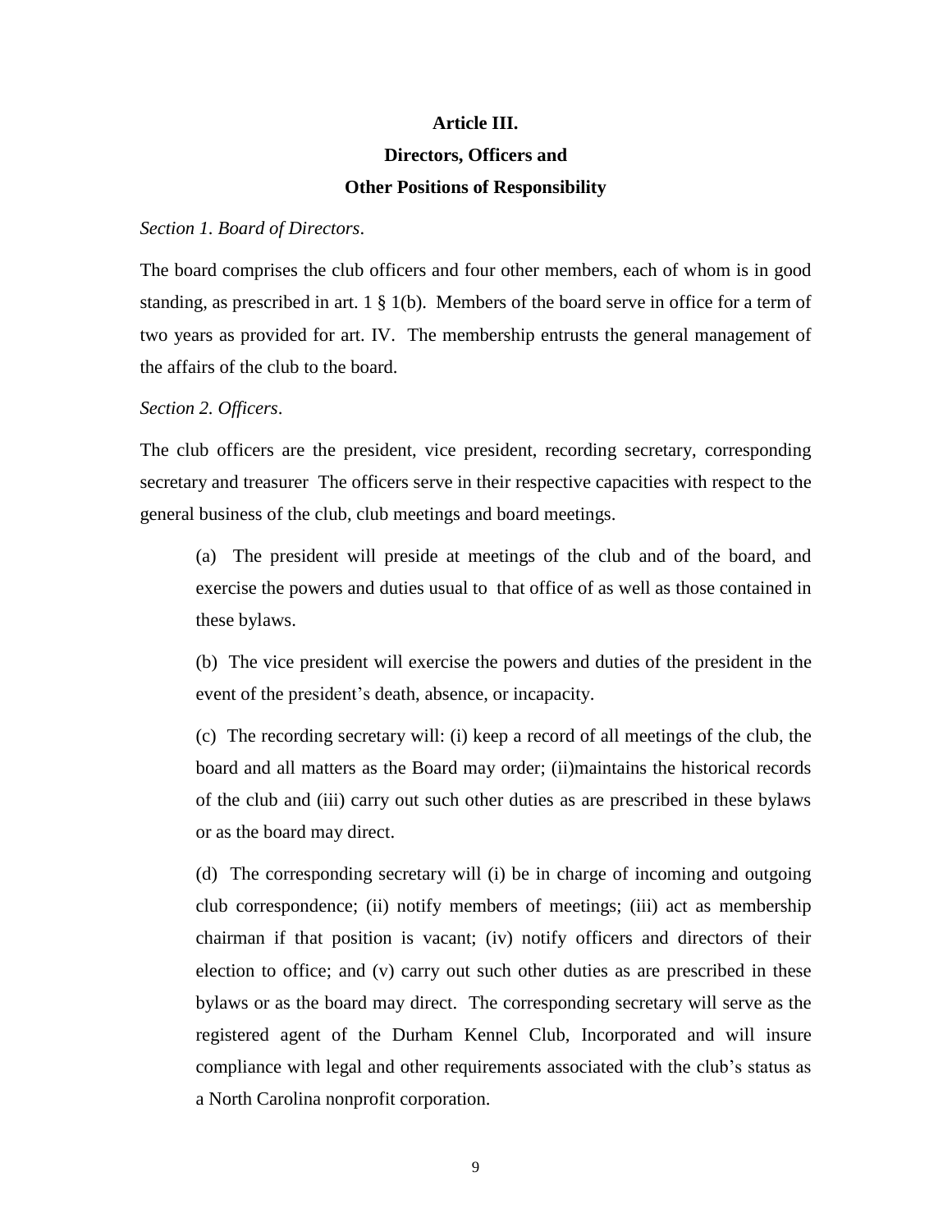## Article III.
## Directors, Officers and
## Other Positions of Responsibility

*Section 1. Board of Directors*.

The board comprises the club officers and four other members, each of whom is in good standing, as prescribed in art. 1 § 1(b). Members of the board serve in office for a term of two years as provided for art. IV. The membership entrusts the general management of the affairs of the club to the board.

*Section 2. Officers*.

The club officers are the president, vice president, recording secretary, corresponding secretary and treasurer The officers serve in their respective capacities with respect to the general business of the club, club meetings and board meetings.

(a) The president will preside at meetings of the club and of the board, and exercise the powers and duties usual to that office of as well as those contained in these bylaws.

(b) The vice president will exercise the powers and duties of the president in the event of the president's death, absence, or incapacity.

(c) The recording secretary will: (i) keep a record of all meetings of the club, the board and all matters as the Board may order; (ii)maintains the historical records of the club and (iii) carry out such other duties as are prescribed in these bylaws or as the board may direct.

(d) The corresponding secretary will (i) be in charge of incoming and outgoing club correspondence; (ii) notify members of meetings; (iii) act as membership chairman if that position is vacant; (iv) notify officers and directors of their election to office; and (v) carry out such other duties as are prescribed in these bylaws or as the board may direct. The corresponding secretary will serve as the registered agent of the Durham Kennel Club, Incorporated and will insure compliance with legal and other requirements associated with the club's status as a North Carolina nonprofit corporation.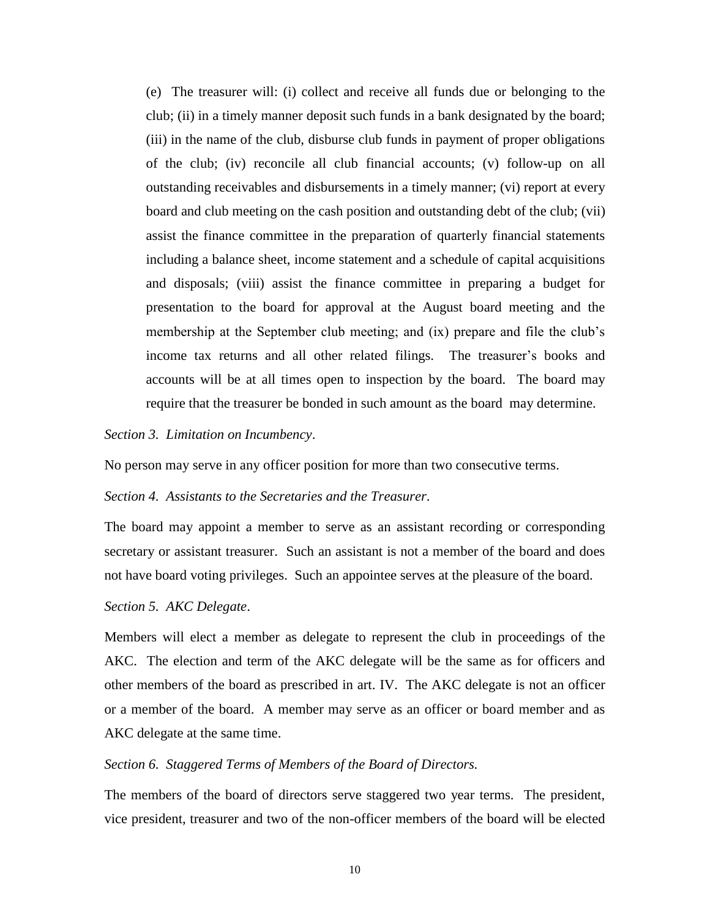(e) The treasurer will: (i) collect and receive all funds due or belonging to the club; (ii) in a timely manner deposit such funds in a bank designated by the board; (iii) in the name of the club, disburse club funds in payment of proper obligations of the club; (iv) reconcile all club financial accounts; (v) follow-up on all outstanding receivables and disbursements in a timely manner; (vi) report at every board and club meeting on the cash position and outstanding debt of the club; (vii) assist the finance committee in the preparation of quarterly financial statements including a balance sheet, income statement and a schedule of capital acquisitions and disposals; (viii) assist the finance committee in preparing a budget for presentation to the board for approval at the August board meeting and the membership at the September club meeting; and (ix) prepare and file the club's income tax returns and all other related filings. The treasurer's books and accounts will be at all times open to inspection by the board. The board may require that the treasurer be bonded in such amount as the board may determine.

*Section 3. Limitation on Incumbency*.

No person may serve in any officer position for more than two consecutive terms.

*Section 4. Assistants to the Secretaries and the Treasurer*.

The board may appoint a member to serve as an assistant recording or corresponding secretary or assistant treasurer. Such an assistant is not a member of the board and does not have board voting privileges. Such an appointee serves at the pleasure of the board.

*Section 5. AKC Delegate*.

Members will elect a member as delegate to represent the club in proceedings of the AKC. The election and term of the AKC delegate will be the same as for officers and other members of the board as prescribed in art. IV. The AKC delegate is not an officer or a member of the board. A member may serve as an officer or board member and as AKC delegate at the same time.

*Section 6. Staggered Terms of Members of the Board of Directors.*

The members of the board of directors serve staggered two year terms. The president, vice president, treasurer and two of the non-officer members of the board will be elected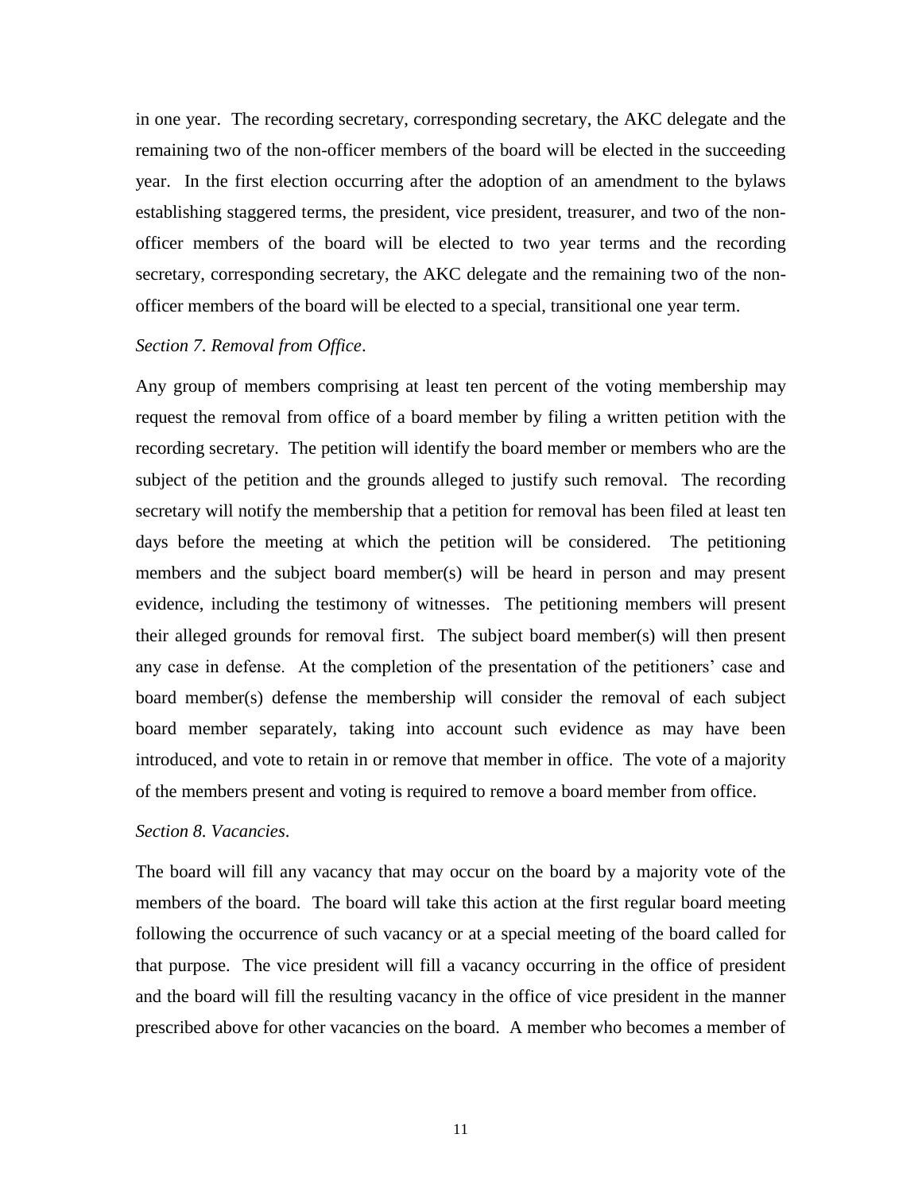in one year. The recording secretary, corresponding secretary, the AKC delegate and the remaining two of the non-officer members of the board will be elected in the succeeding year. In the first election occurring after the adoption of an amendment to the bylaws establishing staggered terms, the president, vice president, treasurer, and two of the non-officer members of the board will be elected to two year terms and the recording secretary, corresponding secretary, the AKC delegate and the remaining two of the non-officer members of the board will be elected to a special, transitional one year term.

*Section 7. Removal from Office*.

Any group of members comprising at least ten percent of the voting membership may request the removal from office of a board member by filing a written petition with the recording secretary. The petition will identify the board member or members who are the subject of the petition and the grounds alleged to justify such removal. The recording secretary will notify the membership that a petition for removal has been filed at least ten days before the meeting at which the petition will be considered. The petitioning members and the subject board member(s) will be heard in person and may present evidence, including the testimony of witnesses. The petitioning members will present their alleged grounds for removal first. The subject board member(s) will then present any case in defense. At the completion of the presentation of the petitioners' case and board member(s) defense the membership will consider the removal of each subject board member separately, taking into account such evidence as may have been introduced, and vote to retain in or remove that member in office. The vote of a majority of the members present and voting is required to remove a board member from office.

*Section 8. Vacancies*.

The board will fill any vacancy that may occur on the board by a majority vote of the members of the board. The board will take this action at the first regular board meeting following the occurrence of such vacancy or at a special meeting of the board called for that purpose. The vice president will fill a vacancy occurring in the office of president and the board will fill the resulting vacancy in the office of vice president in the manner prescribed above for other vacancies on the board. A member who becomes a member of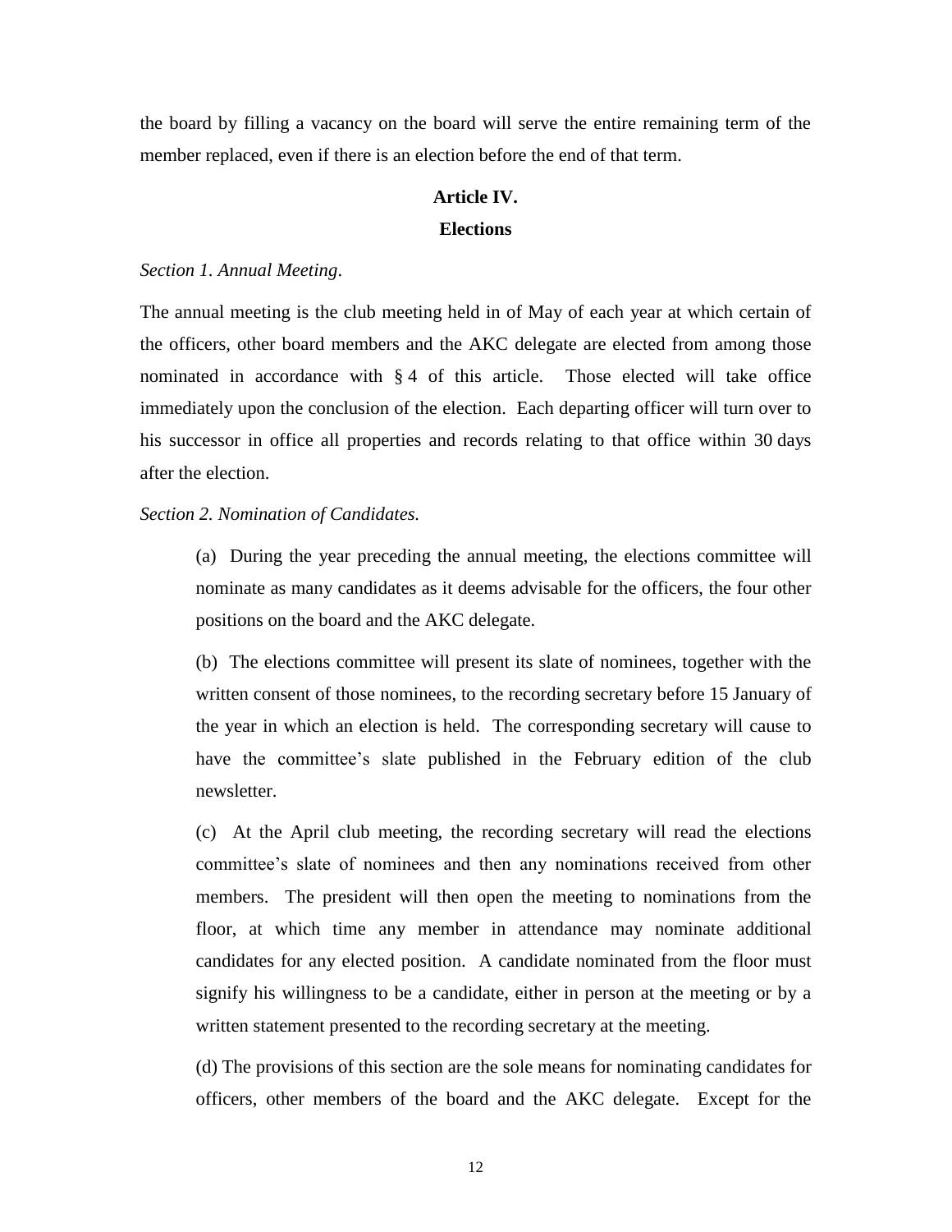the board by filling a vacancy on the board will serve the entire remaining term of the member replaced, even if there is an election before the end of that term.

## Article IV.
## Elections

*Section 1. Annual Meeting*.

The annual meeting is the club meeting held in of May of each year at which certain of the officers, other board members and the AKC delegate are elected from among those nominated in accordance with § 4 of this article. Those elected will take office immediately upon the conclusion of the election. Each departing officer will turn over to his successor in office all properties and records relating to that office within 30 days after the election.

*Section 2. Nomination of Candidates.*

(a) During the year preceding the annual meeting, the elections committee will nominate as many candidates as it deems advisable for the officers, the four other positions on the board and the AKC delegate.

(b) The elections committee will present its slate of nominees, together with the written consent of those nominees, to the recording secretary before 15 January of the year in which an election is held. The corresponding secretary will cause to have the committee's slate published in the February edition of the club newsletter.

(c) At the April club meeting, the recording secretary will read the elections committee's slate of nominees and then any nominations received from other members. The president will then open the meeting to nominations from the floor, at which time any member in attendance may nominate additional candidates for any elected position. A candidate nominated from the floor must signify his willingness to be a candidate, either in person at the meeting or by a written statement presented to the recording secretary at the meeting.

(d) The provisions of this section are the sole means for nominating candidates for officers, other members of the board and the AKC delegate. Except for the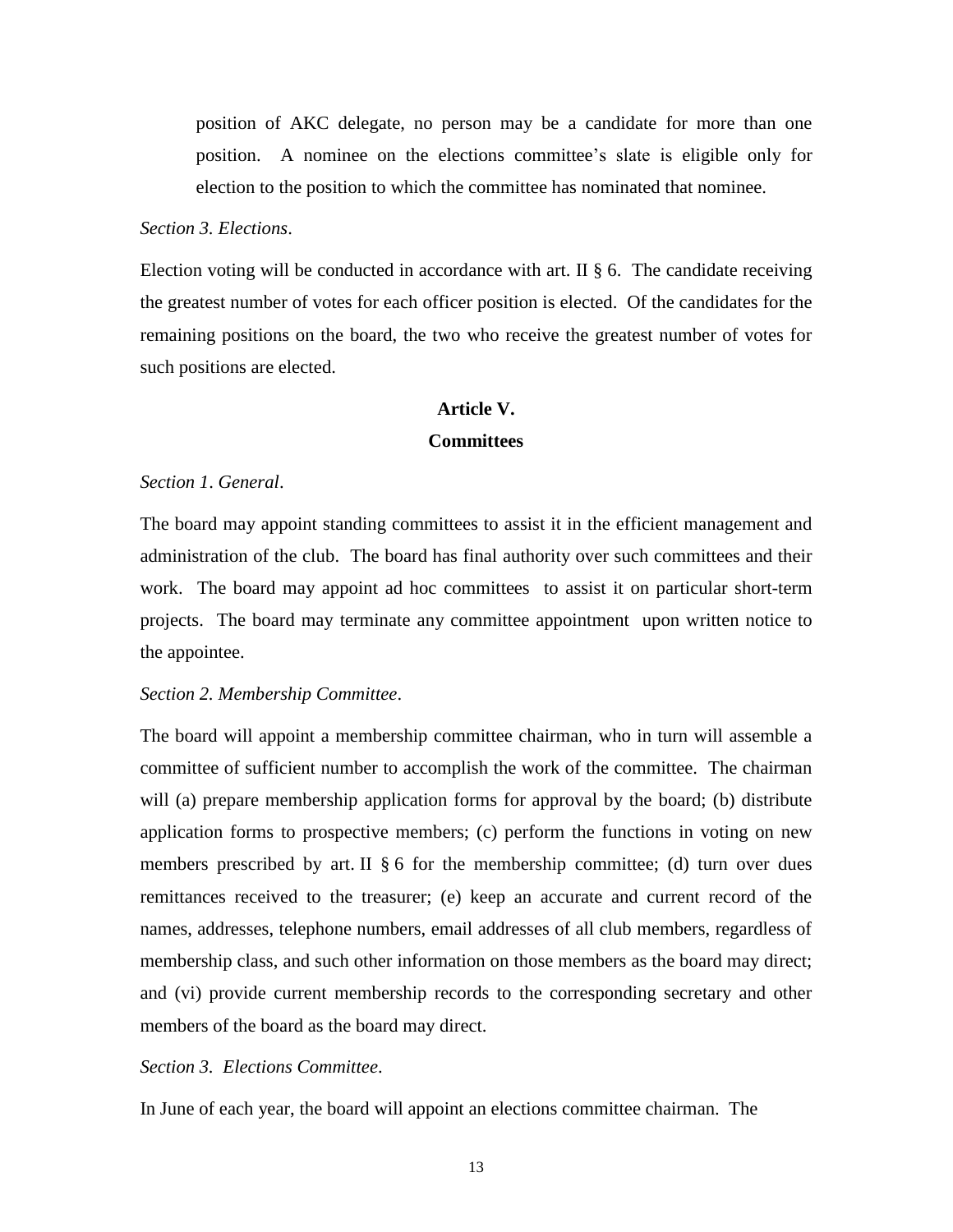position of AKC delegate, no person may be a candidate for more than one position. A nominee on the elections committee's slate is eligible only for election to the position to which the committee has nominated that nominee.

*Section 3. Elections*.

Election voting will be conducted in accordance with art. II § 6. The candidate receiving the greatest number of votes for each officer position is elected. Of the candidates for the remaining positions on the board, the two who receive the greatest number of votes for such positions are elected.

## Article V.
## Committees

*Section 1. General*.

The board may appoint standing committees to assist it in the efficient management and administration of the club. The board has final authority over such committees and their work. The board may appoint ad hoc committees to assist it on particular short-term projects. The board may terminate any committee appointment upon written notice to the appointee.

*Section 2. Membership Committee*.

The board will appoint a membership committee chairman, who in turn will assemble a committee of sufficient number to accomplish the work of the committee. The chairman will (a) prepare membership application forms for approval by the board; (b) distribute application forms to prospective members; (c) perform the functions in voting on new members prescribed by art. II § 6 for the membership committee; (d) turn over dues remittances received to the treasurer; (e) keep an accurate and current record of the names, addresses, telephone numbers, email addresses of all club members, regardless of membership class, and such other information on those members as the board may direct; and (vi) provide current membership records to the corresponding secretary and other members of the board as the board may direct.

*Section 3. Elections Committee*.

In June of each year, the board will appoint an elections committee chairman. The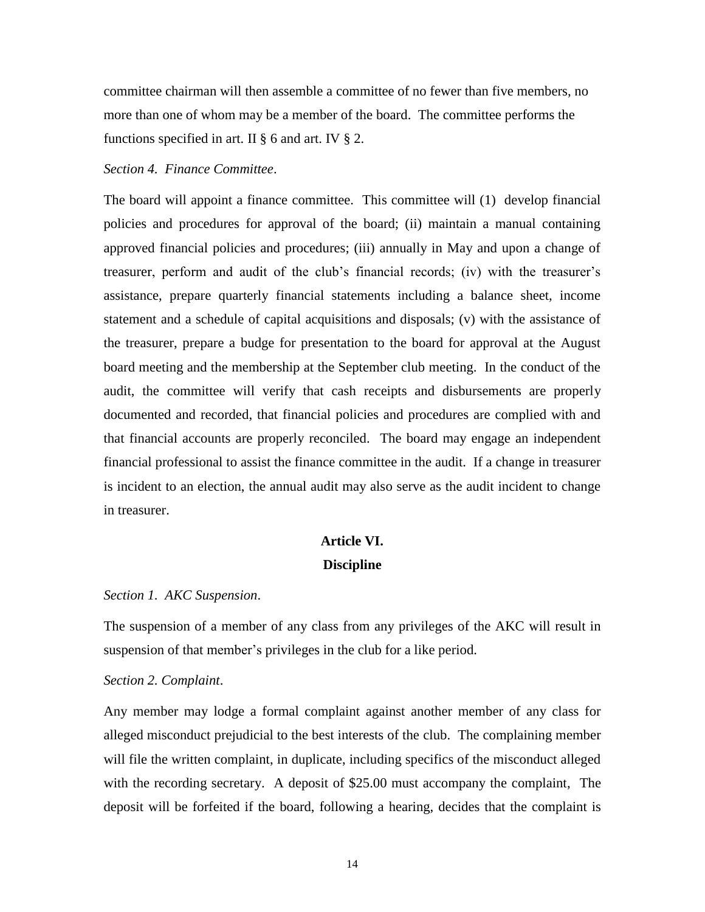committee chairman will then assemble a committee of no fewer than five members, no more than one of whom may be a member of the board. The committee performs the functions specified in art. II § 6 and art. IV § 2.

*Section 4. Finance Committee*.

The board will appoint a finance committee. This committee will (1) develop financial policies and procedures for approval of the board; (ii) maintain a manual containing approved financial policies and procedures; (iii) annually in May and upon a change of treasurer, perform and audit of the club's financial records; (iv) with the treasurer's assistance, prepare quarterly financial statements including a balance sheet, income statement and a schedule of capital acquisitions and disposals; (v) with the assistance of the treasurer, prepare a budge for presentation to the board for approval at the August board meeting and the membership at the September club meeting. In the conduct of the audit, the committee will verify that cash receipts and disbursements are properly documented and recorded, that financial policies and procedures are complied with and that financial accounts are properly reconciled. The board may engage an independent financial professional to assist the finance committee in the audit. If a change in treasurer is incident to an election, the annual audit may also serve as the audit incident to change in treasurer.

## Article VI.
## Discipline

*Section 1. AKC Suspension*.

The suspension of a member of any class from any privileges of the AKC will result in suspension of that member's privileges in the club for a like period.

*Section 2. Complaint*.

Any member may lodge a formal complaint against another member of any class for alleged misconduct prejudicial to the best interests of the club. The complaining member will file the written complaint, in duplicate, including specifics of the misconduct alleged with the recording secretary. A deposit of $25.00 must accompany the complaint, The deposit will be forfeited if the board, following a hearing, decides that the complaint is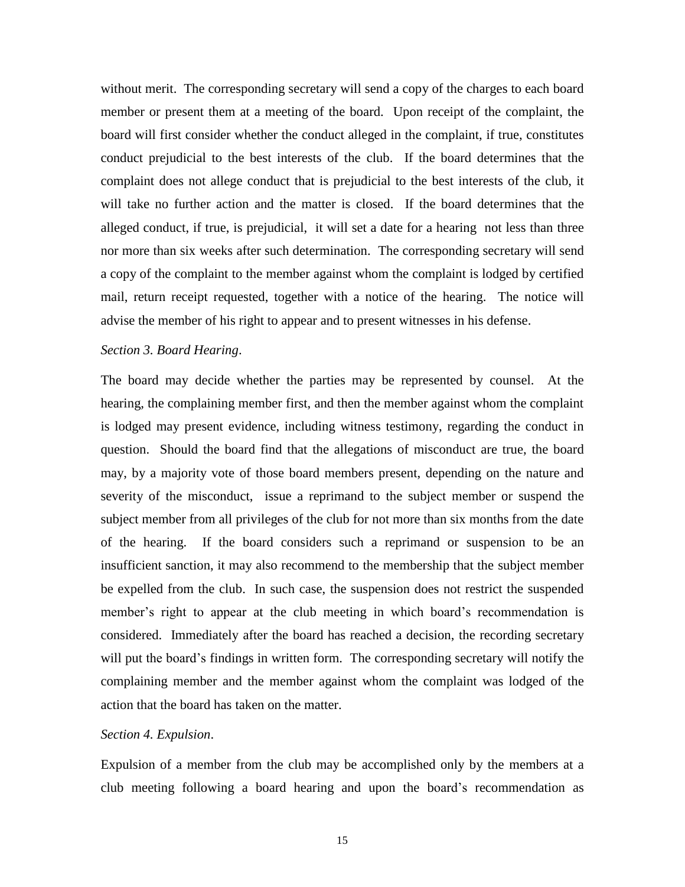without merit. The corresponding secretary will send a copy of the charges to each board member or present them at a meeting of the board. Upon receipt of the complaint, the board will first consider whether the conduct alleged in the complaint, if true, constitutes conduct prejudicial to the best interests of the club. If the board determines that the complaint does not allege conduct that is prejudicial to the best interests of the club, it will take no further action and the matter is closed. If the board determines that the alleged conduct, if true, is prejudicial, it will set a date for a hearing not less than three nor more than six weeks after such determination. The corresponding secretary will send a copy of the complaint to the member against whom the complaint is lodged by certified mail, return receipt requested, together with a notice of the hearing. The notice will advise the member of his right to appear and to present witnesses in his defense.

*Section 3. Board Hearing*.

The board may decide whether the parties may be represented by counsel. At the hearing, the complaining member first, and then the member against whom the complaint is lodged may present evidence, including witness testimony, regarding the conduct in question. Should the board find that the allegations of misconduct are true, the board may, by a majority vote of those board members present, depending on the nature and severity of the misconduct, issue a reprimand to the subject member or suspend the subject member from all privileges of the club for not more than six months from the date of the hearing. If the board considers such a reprimand or suspension to be an insufficient sanction, it may also recommend to the membership that the subject member be expelled from the club. In such case, the suspension does not restrict the suspended member's right to appear at the club meeting in which board's recommendation is considered. Immediately after the board has reached a decision, the recording secretary will put the board's findings in written form. The corresponding secretary will notify the complaining member and the member against whom the complaint was lodged of the action that the board has taken on the matter.

*Section 4. Expulsion*.

Expulsion of a member from the club may be accomplished only by the members at a club meeting following a board hearing and upon the board's recommendation as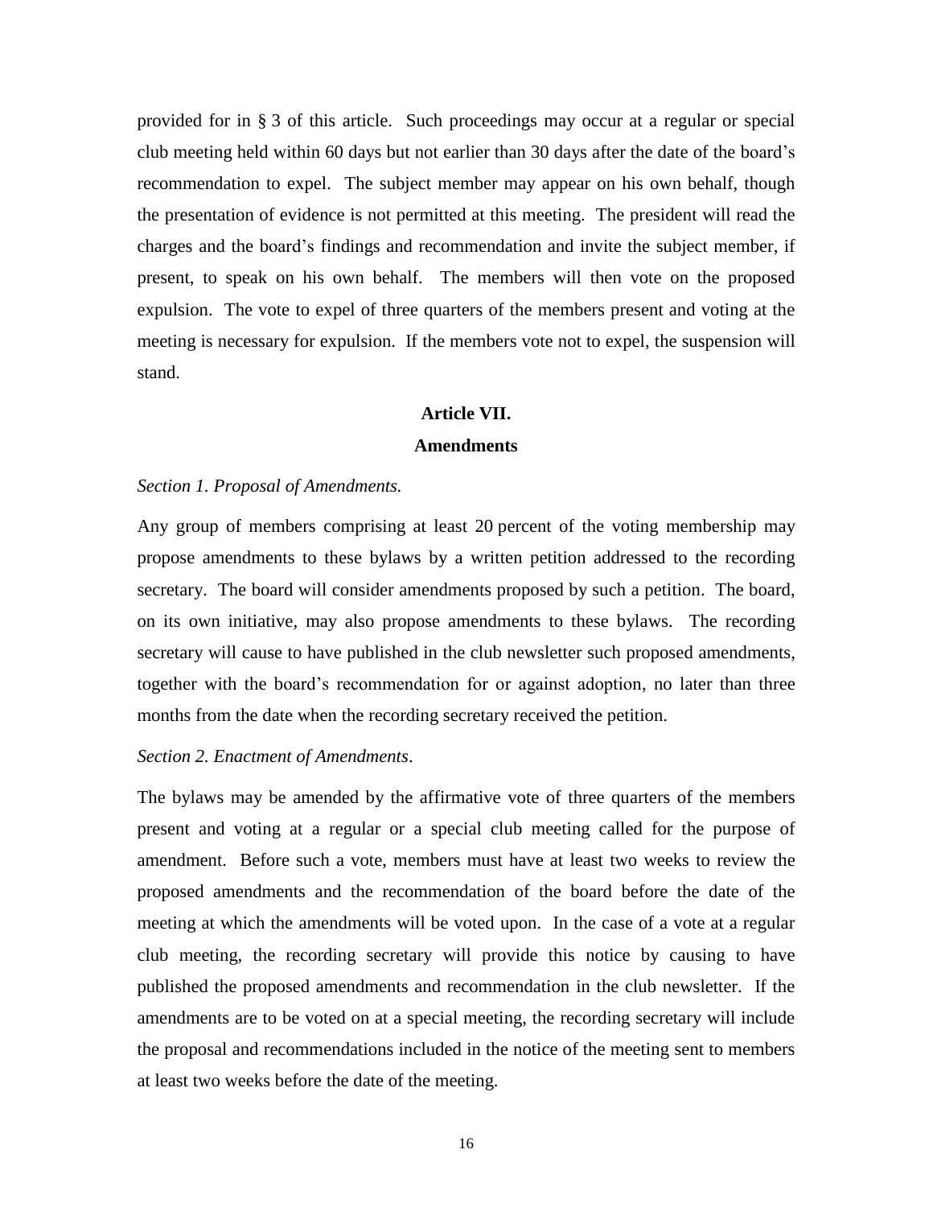provided for in § 3 of this article. Such proceedings may occur at a regular or special club meeting held within 60 days but not earlier than 30 days after the date of the board's recommendation to expel. The subject member may appear on his own behalf, though the presentation of evidence is not permitted at this meeting. The president will read the charges and the board's findings and recommendation and invite the subject member, if present, to speak on his own behalf. The members will then vote on the proposed expulsion. The vote to expel of three quarters of the members present and voting at the meeting is necessary for expulsion. If the members vote not to expel, the suspension will stand.

## Article VII.
## Amendments

*Section 1. Proposal of Amendments.*

Any group of members comprising at least 20 percent of the voting membership may propose amendments to these bylaws by a written petition addressed to the recording secretary. The board will consider amendments proposed by such a petition. The board, on its own initiative, may also propose amendments to these bylaws. The recording secretary will cause to have published in the club newsletter such proposed amendments, together with the board's recommendation for or against adoption, no later than three months from the date when the recording secretary received the petition.

*Section 2. Enactment of Amendments*.

The bylaws may be amended by the affirmative vote of three quarters of the members present and voting at a regular or a special club meeting called for the purpose of amendment. Before such a vote, members must have at least two weeks to review the proposed amendments and the recommendation of the board before the date of the meeting at which the amendments will be voted upon. In the case of a vote at a regular club meeting, the recording secretary will provide this notice by causing to have published the proposed amendments and recommendation in the club newsletter. If the amendments are to be voted on at a special meeting, the recording secretary will include the proposal and recommendations included in the notice of the meeting sent to members at least two weeks before the date of the meeting.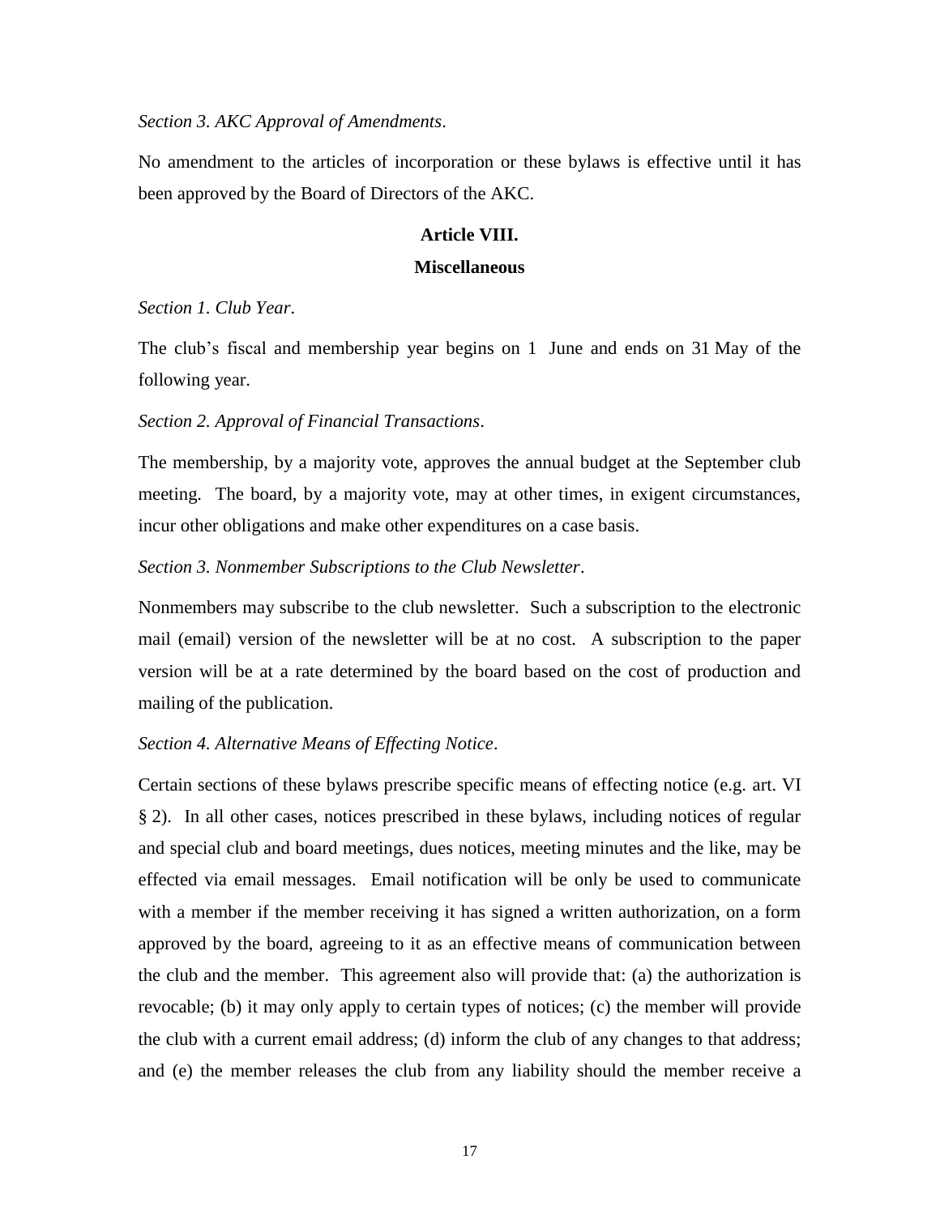*Section 3. AKC Approval of Amendments*.

No amendment to the articles of incorporation or these bylaws is effective until it has been approved by the Board of Directors of the AKC.

## Article VIII.

## Miscellaneous

*Section 1. Club Year*.

The club's fiscal and membership year begins on 1 June and ends on 31 May of the following year.

*Section 2. Approval of Financial Transactions*.

The membership, by a majority vote, approves the annual budget at the September club meeting. The board, by a majority vote, may at other times, in exigent circumstances, incur other obligations and make other expenditures on a case basis.

*Section 3. Nonmember Subscriptions to the Club Newsletter*.

Nonmembers may subscribe to the club newsletter. Such a subscription to the electronic mail (email) version of the newsletter will be at no cost. A subscription to the paper version will be at a rate determined by the board based on the cost of production and mailing of the publication.

*Section 4. Alternative Means of Effecting Notice*.

Certain sections of these bylaws prescribe specific means of effecting notice (e.g. art. VI § 2). In all other cases, notices prescribed in these bylaws, including notices of regular and special club and board meetings, dues notices, meeting minutes and the like, may be effected via email messages. Email notification will be only be used to communicate with a member if the member receiving it has signed a written authorization, on a form approved by the board, agreeing to it as an effective means of communication between the club and the member. This agreement also will provide that: (a) the authorization is revocable; (b) it may only apply to certain types of notices; (c) the member will provide the club with a current email address; (d) inform the club of any changes to that address; and (e) the member releases the club from any liability should the member receive a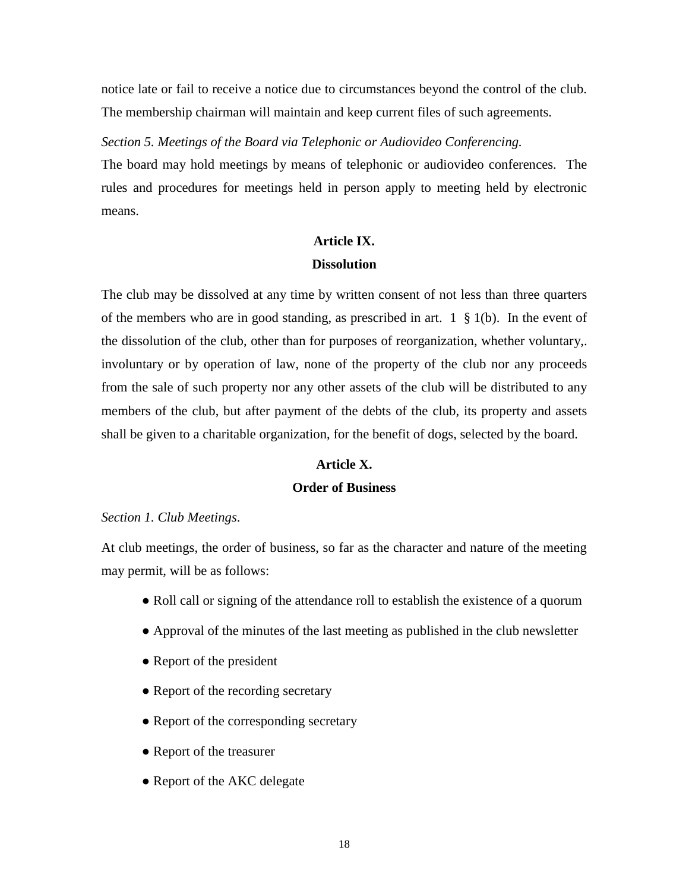notice late or fail to receive a notice due to circumstances beyond the control of the club. The membership chairman will maintain and keep current files of such agreements.

*Section 5. Meetings of the Board via Telephonic or Audiovideo Conferencing.*

The board may hold meetings by means of telephonic or audiovideo conferences. The rules and procedures for meetings held in person apply to meeting held by electronic means.

## Article IX.
## Dissolution

The club may be dissolved at any time by written consent of not less than three quarters of the members who are in good standing, as prescribed in art. 1 § 1(b). In the event of the dissolution of the club, other than for purposes of reorganization, whether voluntary,. involuntary or by operation of law, none of the property of the club nor any proceeds from the sale of such property nor any other assets of the club will be distributed to any members of the club, but after payment of the debts of the club, its property and assets shall be given to a charitable organization, for the benefit of dogs, selected by the board.

## Article X.
## Order of Business

*Section 1. Club Meetings.*

At club meetings, the order of business, so far as the character and nature of the meeting may permit, will be as follows:

- Roll call or signing of the attendance roll to establish the existence of a quorum
- Approval of the minutes of the last meeting as published in the club newsletter
- Report of the president
- Report of the recording secretary
- Report of the corresponding secretary
- Report of the treasurer
- Report of the AKC delegate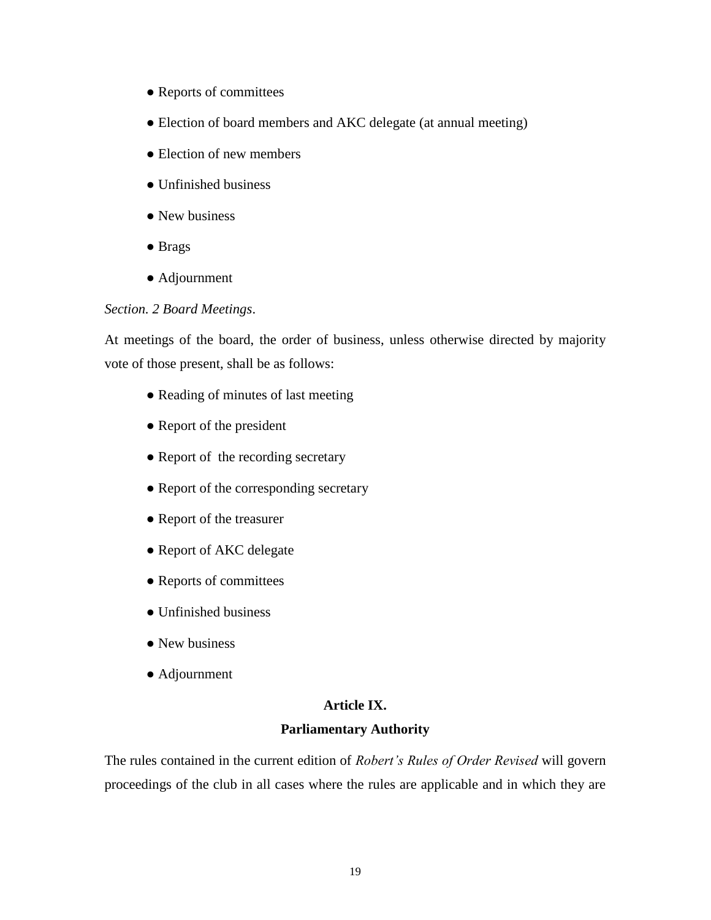- Reports of committees
- Election of board members and AKC delegate (at annual meeting)
- Election of new members
- Unfinished business
- New business
- Brags
- Adjournment

*Section. 2 Board Meetings*.

At meetings of the board, the order of business, unless otherwise directed by majority vote of those present, shall be as follows:

- Reading of minutes of last meeting
- Report of the president
- Report of the recording secretary
- Report of the corresponding secretary
- Report of the treasurer
- Report of AKC delegate
- Reports of committees
- Unfinished business
- New business
- Adjournment

## Article IX.

## Parliamentary Authority

The rules contained in the current edition of *Robert's Rules of Order Revised* will govern proceedings of the club in all cases where the rules are applicable and in which they are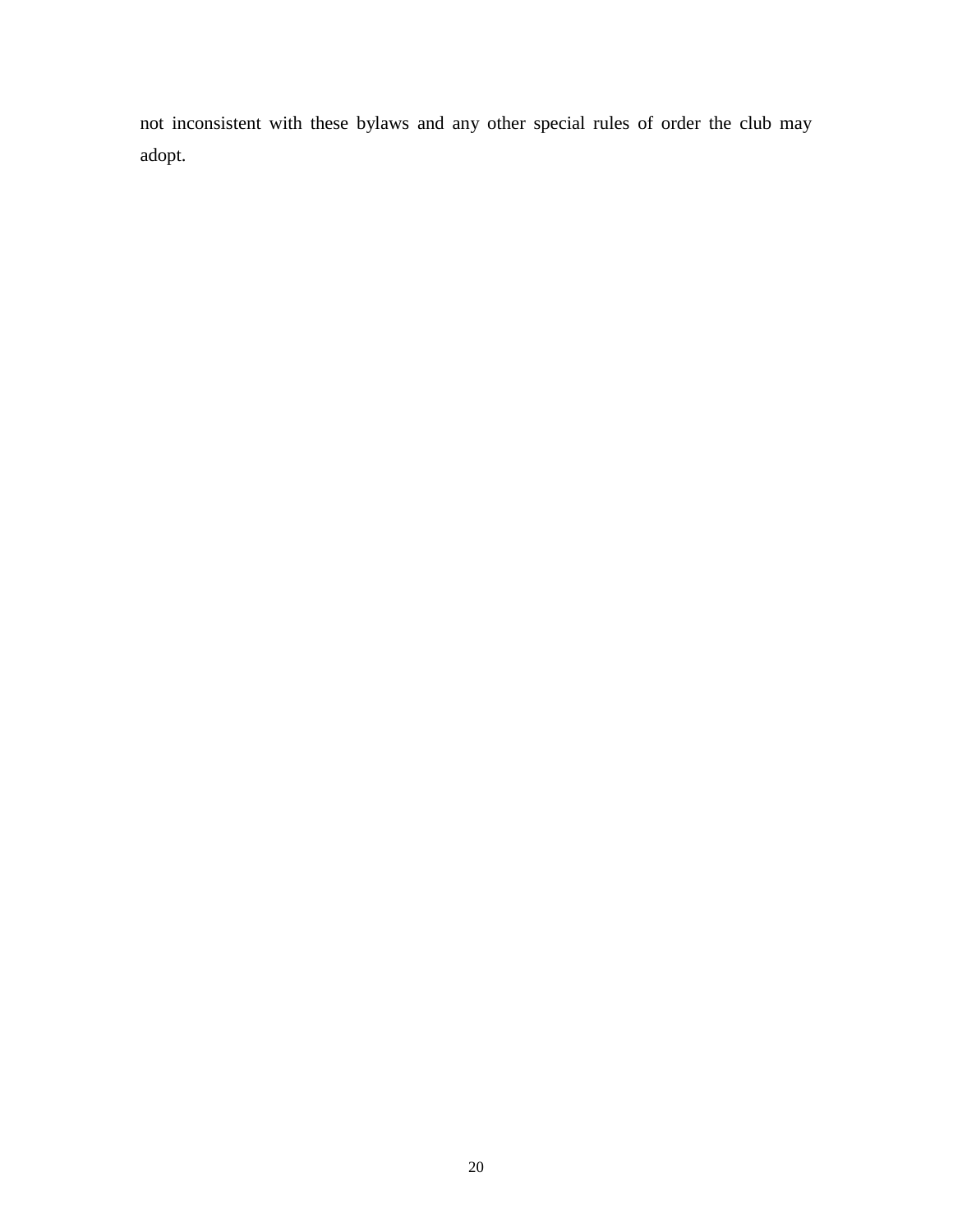not inconsistent with these bylaws and any other special rules of order the club may adopt.